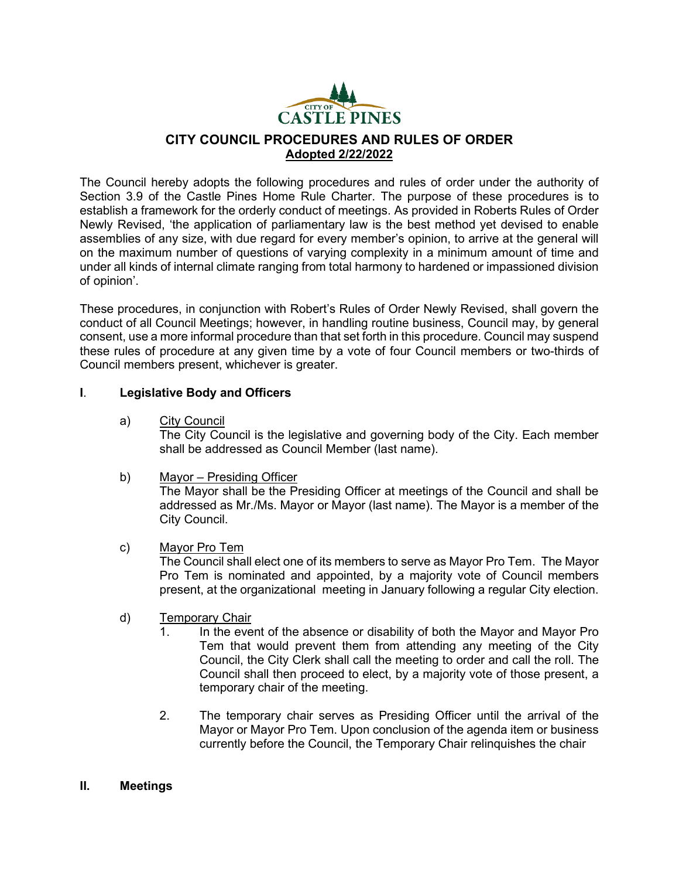# CITY COUNCIL PROCEDURES AND RULES OF ORDER

**Adopted 2/22/2022**

The Council hereby adopts the following procedures and rules of order under the authority of Section 3.9 of the Castle Pines Home Rule Charter. The purpose of these procedures is to establish a framework for the orderly conduct of meetings. As provided in Roberts Rules of Order Newly Revised, 'the application of parliamentary law is the best method yet devised to enable assemblies of any size, with due regard for every member's opinion, to arrive at the general will on the maximum number of questions of varying complexity in a minimum amount of time and under all kinds of internal climate ranging from total harmony to hardened or impassioned division of opinion'.

These procedures, in conjunction with Robert's Rules of Order Newly Revised, shall govern the conduct of all Council Meetings; however, in handling routine business, Council may, by general consent, use a more informal procedure than that set forth in this procedure. Council may suspend these rules of procedure at any given time by a vote of four Council members or two-thirds of Council members present, whichever is greater.

## I. Legislative Body and Officers

a) City Council

The City Council is the legislative and governing body of the City. Each member shall be addressed as Council Member (last name).

b) Mayor – Presiding Officer

The Mayor shall be the Presiding Officer at meetings of the Council and shall be addressed as Mr./Ms. Mayor or Mayor (last name). The Mayor is a member of the City Council.

c) Mayor Pro Tem

The Council shall elect one of its members to serve as Mayor Pro Tem. The Mayor Pro Tem is nominated and appointed, by a majority vote of Council members present, at the organizational meeting in January following a regular City election.

d) Temporary Chair

1. In the event of the absence or disability of both the Mayor and Mayor Pro Tem that would prevent them from attending any meeting of the City Council, the City Clerk shall call the meeting to order and call the roll. The Council shall then proceed to elect, by a majority vote of those present, a temporary chair of the meeting.

2. The temporary chair serves as Presiding Officer until the arrival of the Mayor or Mayor Pro Tem. Upon conclusion of the agenda item or business currently before the Council, the Temporary Chair relinquishes the chair

## II. Meetings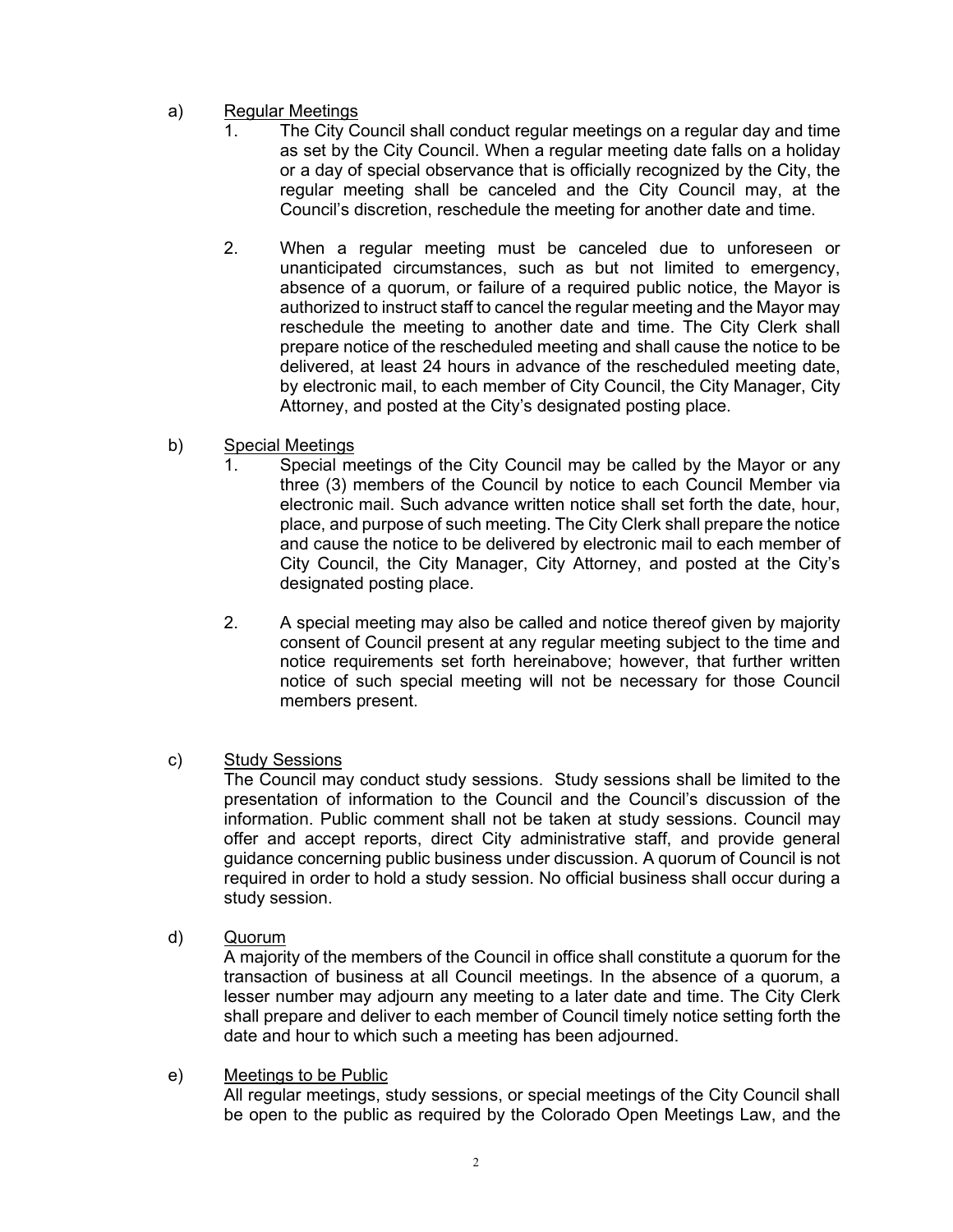a) <u>Regular Meetings</u>

1. The City Council shall conduct regular meetings on a regular day and time as set by the City Council. When a regular meeting date falls on a holiday or a day of special observance that is officially recognized by the City, the regular meeting shall be canceled and the City Council may, at the Council's discretion, reschedule the meeting for another date and time.

2. When a regular meeting must be canceled due to unforeseen or unanticipated circumstances, such as but not limited to emergency, absence of a quorum, or failure of a required public notice, the Mayor is authorized to instruct staff to cancel the regular meeting and the Mayor may reschedule the meeting to another date and time. The City Clerk shall prepare notice of the rescheduled meeting and shall cause the notice to be delivered, at least 24 hours in advance of the rescheduled meeting date, by electronic mail, to each member of City Council, the City Manager, City Attorney, and posted at the City's designated posting place.

b) <u>Special Meetings</u>

1. Special meetings of the City Council may be called by the Mayor or any three (3) members of the Council by notice to each Council Member via electronic mail. Such advance written notice shall set forth the date, hour, place, and purpose of such meeting. The City Clerk shall prepare the notice and cause the notice to be delivered by electronic mail to each member of City Council, the City Manager, City Attorney, and posted at the City's designated posting place.

2. A special meeting may also be called and notice thereof given by majority consent of Council present at any regular meeting subject to the time and notice requirements set forth hereinabove; however, that further written notice of such special meeting will not be necessary for those Council members present.

c) <u>Study Sessions</u>

The Council may conduct study sessions. Study sessions shall be limited to the presentation of information to the Council and the Council's discussion of the information. Public comment shall not be taken at study sessions. Council may offer and accept reports, direct City administrative staff, and provide general guidance concerning public business under discussion. A quorum of Council is not required in order to hold a study session. No official business shall occur during a study session.

d) <u>Quorum</u>

A majority of the members of the Council in office shall constitute a quorum for the transaction of business at all Council meetings. In the absence of a quorum, a lesser number may adjourn any meeting to a later date and time. The City Clerk shall prepare and deliver to each member of Council timely notice setting forth the date and hour to which such a meeting has been adjourned.

e) <u>Meetings to be Public</u>

All regular meetings, study sessions, or special meetings of the City Council shall be open to the public as required by the Colorado Open Meetings Law, and the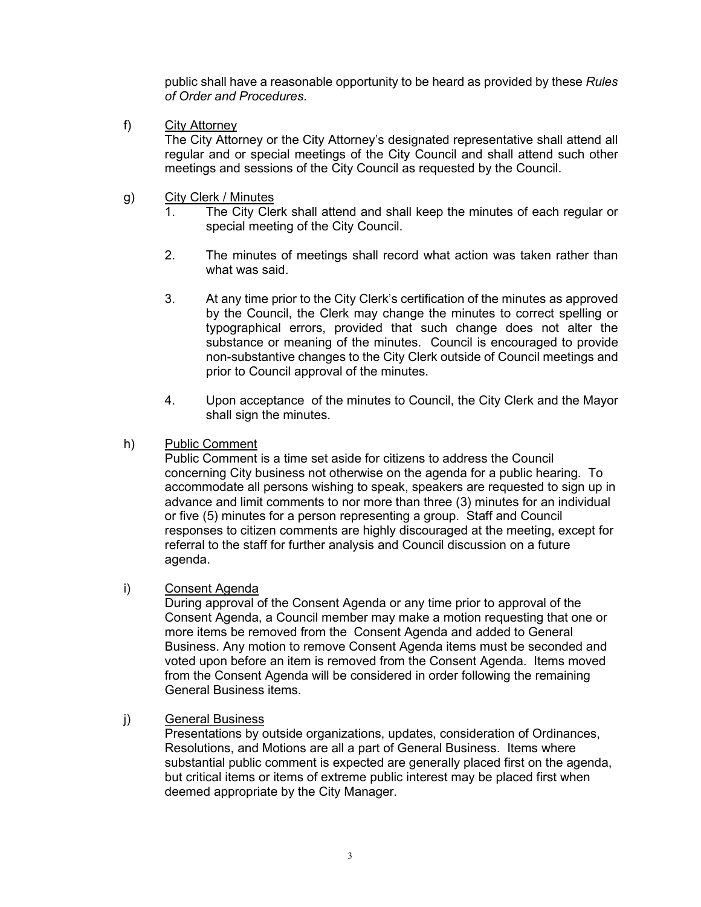public shall have a reasonable opportunity to be heard as provided by these *Rules of Order and Procedures*.

f) <u>City Attorney</u>

The City Attorney or the City Attorney's designated representative shall attend all regular and or special meetings of the City Council and shall attend such other meetings and sessions of the City Council as requested by the Council.

g) <u>City Clerk / Minutes</u>

1. The City Clerk shall attend and shall keep the minutes of each regular or special meeting of the City Council.

2. The minutes of meetings shall record what action was taken rather than what was said.

3. At any time prior to the City Clerk's certification of the minutes as approved by the Council, the Clerk may change the minutes to correct spelling or typographical errors, provided that such change does not alter the substance or meaning of the minutes. Council is encouraged to provide non-substantive changes to the City Clerk outside of Council meetings and prior to Council approval of the minutes.

4. Upon acceptance of the minutes to Council, the City Clerk and the Mayor shall sign the minutes.

h) <u>Public Comment</u>

Public Comment is a time set aside for citizens to address the Council concerning City business not otherwise on the agenda for a public hearing. To accommodate all persons wishing to speak, speakers are requested to sign up in advance and limit comments to nor more than three (3) minutes for an individual or five (5) minutes for a person representing a group. Staff and Council responses to citizen comments are highly discouraged at the meeting, except for referral to the staff for further analysis and Council discussion on a future agenda.

i) <u>Consent Agenda</u>

During approval of the Consent Agenda or any time prior to approval of the Consent Agenda, a Council member may make a motion requesting that one or more items be removed from the Consent Agenda and added to General Business. Any motion to remove Consent Agenda items must be seconded and voted upon before an item is removed from the Consent Agenda. Items moved from the Consent Agenda will be considered in order following the remaining General Business items.

j) <u>General Business</u>

Presentations by outside organizations, updates, consideration of Ordinances, Resolutions, and Motions are all a part of General Business. Items where substantial public comment is expected are generally placed first on the agenda, but critical items or items of extreme public interest may be placed first when deemed appropriate by the City Manager.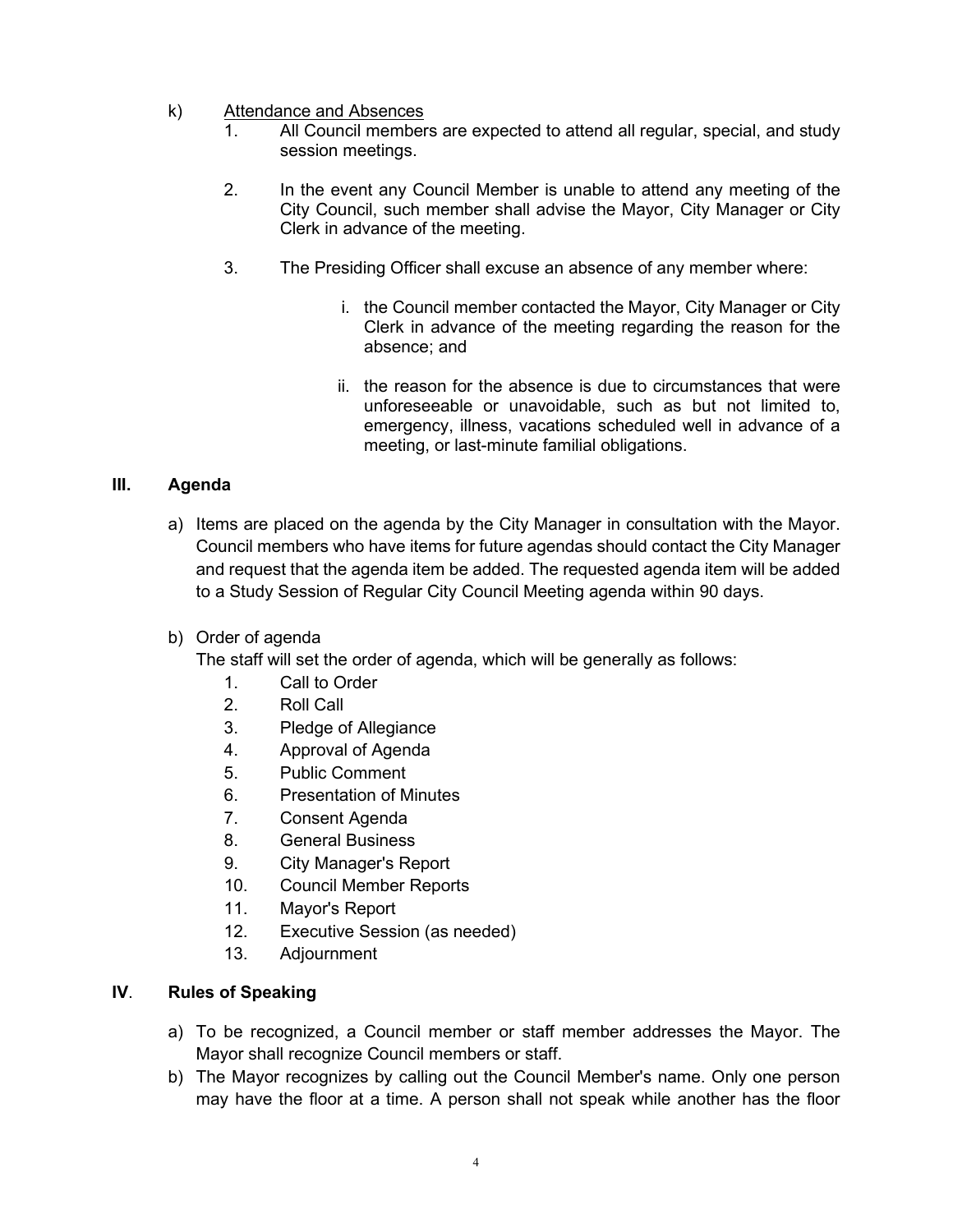k) <u>Attendance and Absences</u>

1. All Council members are expected to attend all regular, special, and study session meetings.

2. In the event any Council Member is unable to attend any meeting of the City Council, such member shall advise the Mayor, City Manager or City Clerk in advance of the meeting.

3. The Presiding Officer shall excuse an absence of any member where:

    i. the Council member contacted the Mayor, City Manager or City Clerk in advance of the meeting regarding the reason for the absence; and

    ii. the reason for the absence is due to circumstances that were unforeseeable or unavoidable, such as but not limited to, emergency, illness, vacations scheduled well in advance of a meeting, or last-minute familial obligations.

## III. Agenda

a) Items are placed on the agenda by the City Manager in consultation with the Mayor. Council members who have items for future agendas should contact the City Manager and request that the agenda item be added. The requested agenda item will be added to a Study Session of Regular City Council Meeting agenda within 90 days.

b) Order of agenda
The staff will set the order of agenda, which will be generally as follows:

1. Call to Order
2. Roll Call
3. Pledge of Allegiance
4. Approval of Agenda
5. Public Comment
6. Presentation of Minutes
7. Consent Agenda
8. General Business
9. City Manager's Report
10. Council Member Reports
11. Mayor's Report
12. Executive Session (as needed)
13. Adjournment

## IV. Rules of Speaking

a) To be recognized, a Council member or staff member addresses the Mayor. The Mayor shall recognize Council members or staff.

b) The Mayor recognizes by calling out the Council Member's name. Only one person may have the floor at a time. A person shall not speak while another has the floor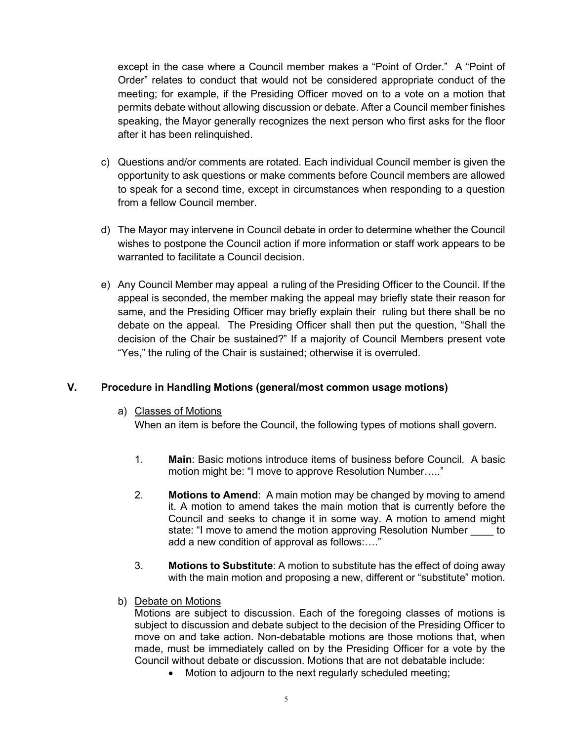except in the case where a Council member makes a "Point of Order." A "Point of Order" relates to conduct that would not be considered appropriate conduct of the meeting; for example, if the Presiding Officer moved on to a vote on a motion that permits debate without allowing discussion or debate. After a Council member finishes speaking, the Mayor generally recognizes the next person who first asks for the floor after it has been relinquished.

c) Questions and/or comments are rotated. Each individual Council member is given the opportunity to ask questions or make comments before Council members are allowed to speak for a second time, except in circumstances when responding to a question from a fellow Council member.

d) The Mayor may intervene in Council debate in order to determine whether the Council wishes to postpone the Council action if more information or staff work appears to be warranted to facilitate a Council decision.

e) Any Council Member may appeal a ruling of the Presiding Officer to the Council. If the appeal is seconded, the member making the appeal may briefly state their reason for same, and the Presiding Officer may briefly explain their ruling but there shall be no debate on the appeal. The Presiding Officer shall then put the question, "Shall the decision of the Chair be sustained?" If a majority of Council Members present vote "Yes," the ruling of the Chair is sustained; otherwise it is overruled.

## V. Procedure in Handling Motions (general/most common usage motions)

a) Classes of Motions

When an item is before the Council, the following types of motions shall govern.

1. **Main**: Basic motions introduce items of business before Council. A basic motion might be: "I move to approve Resolution Number….."

2. **Motions to Amend**: A main motion may be changed by moving to amend it. A motion to amend takes the main motion that is currently before the Council and seeks to change it in some way. A motion to amend might state: "I move to amend the motion approving Resolution Number ____ to add a new condition of approval as follows:…."

3. **Motions to Substitute**: A motion to substitute has the effect of doing away with the main motion and proposing a new, different or "substitute" motion.

b) Debate on Motions

Motions are subject to discussion. Each of the foregoing classes of motions is subject to discussion and debate subject to the decision of the Presiding Officer to move on and take action. Non-debatable motions are those motions that, when made, must be immediately called on by the Presiding Officer for a vote by the Council without debate or discussion. Motions that are not debatable include:

- Motion to adjourn to the next regularly scheduled meeting;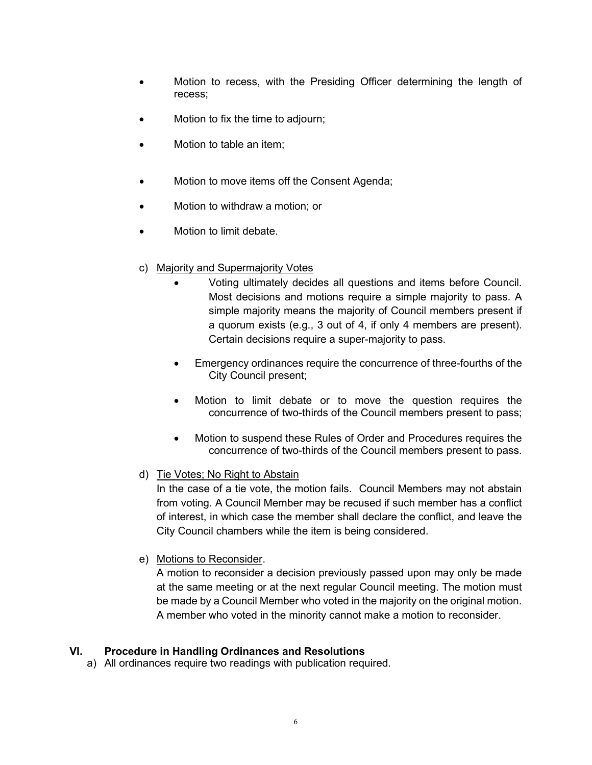- Motion to recess, with the Presiding Officer determining the length of recess;
- Motion to fix the time to adjourn;
- Motion to table an item;
- Motion to move items off the Consent Agenda;
- Motion to withdraw a motion; or
- Motion to limit debate.

c) Majority and Supermajority Votes

- Voting ultimately decides all questions and items before Council. Most decisions and motions require a simple majority to pass. A simple majority means the majority of Council members present if a quorum exists (e.g., 3 out of 4, if only 4 members are present). Certain decisions require a super-majority to pass.
- Emergency ordinances require the concurrence of three-fourths of the City Council present;
- Motion to limit debate or to move the question requires the concurrence of two-thirds of the Council members present to pass;
- Motion to suspend these Rules of Order and Procedures requires the concurrence of two-thirds of the Council members present to pass.

d) Tie Votes; No Right to Abstain

In the case of a tie vote, the motion fails. Council Members may not abstain from voting. A Council Member may be recused if such member has a conflict of interest, in which case the member shall declare the conflict, and leave the City Council chambers while the item is being considered.

e) Motions to Reconsider.

A motion to reconsider a decision previously passed upon may only be made at the same meeting or at the next regular Council meeting. The motion must be made by a Council Member who voted in the majority on the original motion. A member who voted in the minority cannot make a motion to reconsider.

## VI. Procedure in Handling Ordinances and Resolutions

a) All ordinances require two readings with publication required.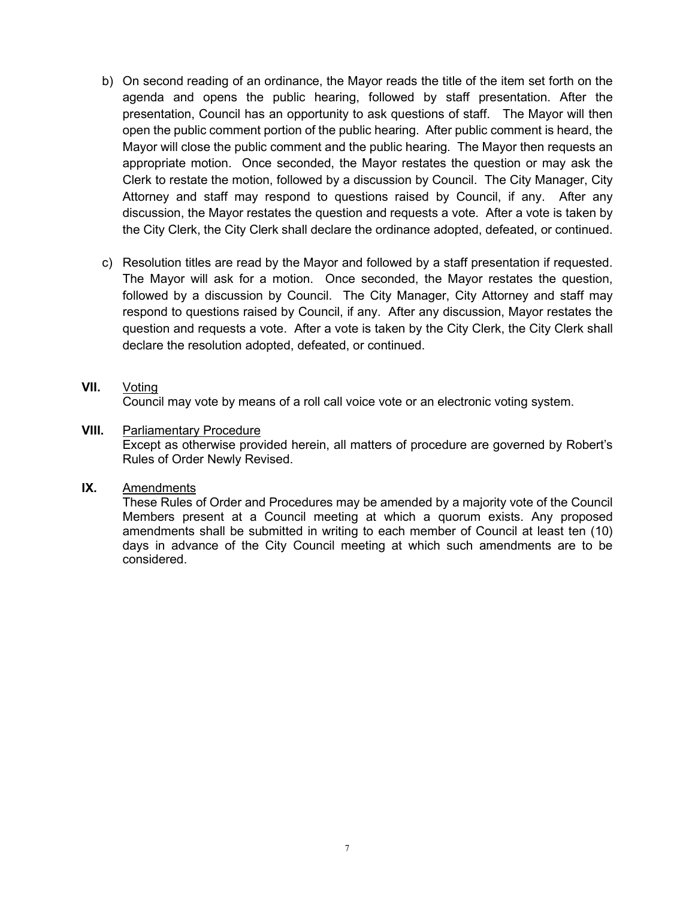b) On second reading of an ordinance, the Mayor reads the title of the item set forth on the agenda and opens the public hearing, followed by staff presentation. After the presentation, Council has an opportunity to ask questions of staff. The Mayor will then open the public comment portion of the public hearing. After public comment is heard, the Mayor will close the public comment and the public hearing. The Mayor then requests an appropriate motion. Once seconded, the Mayor restates the question or may ask the Clerk to restate the motion, followed by a discussion by Council. The City Manager, City Attorney and staff may respond to questions raised by Council, if any. After any discussion, the Mayor restates the question and requests a vote. After a vote is taken by the City Clerk, the City Clerk shall declare the ordinance adopted, defeated, or continued.

c) Resolution titles are read by the Mayor and followed by a staff presentation if requested. The Mayor will ask for a motion. Once seconded, the Mayor restates the question, followed by a discussion by Council. The City Manager, City Attorney and staff may respond to questions raised by Council, if any. After any discussion, Mayor restates the question and requests a vote. After a vote is taken by the City Clerk, the City Clerk shall declare the resolution adopted, defeated, or continued.

**VII.** Voting

Council may vote by means of a roll call voice vote or an electronic voting system.

**VIII.** Parliamentary Procedure

Except as otherwise provided herein, all matters of procedure are governed by Robert's Rules of Order Newly Revised.

**IX.** Amendments

These Rules of Order and Procedures may be amended by a majority vote of the Council Members present at a Council meeting at which a quorum exists. Any proposed amendments shall be submitted in writing to each member of Council at least ten (10) days in advance of the City Council meeting at which such amendments are to be considered.